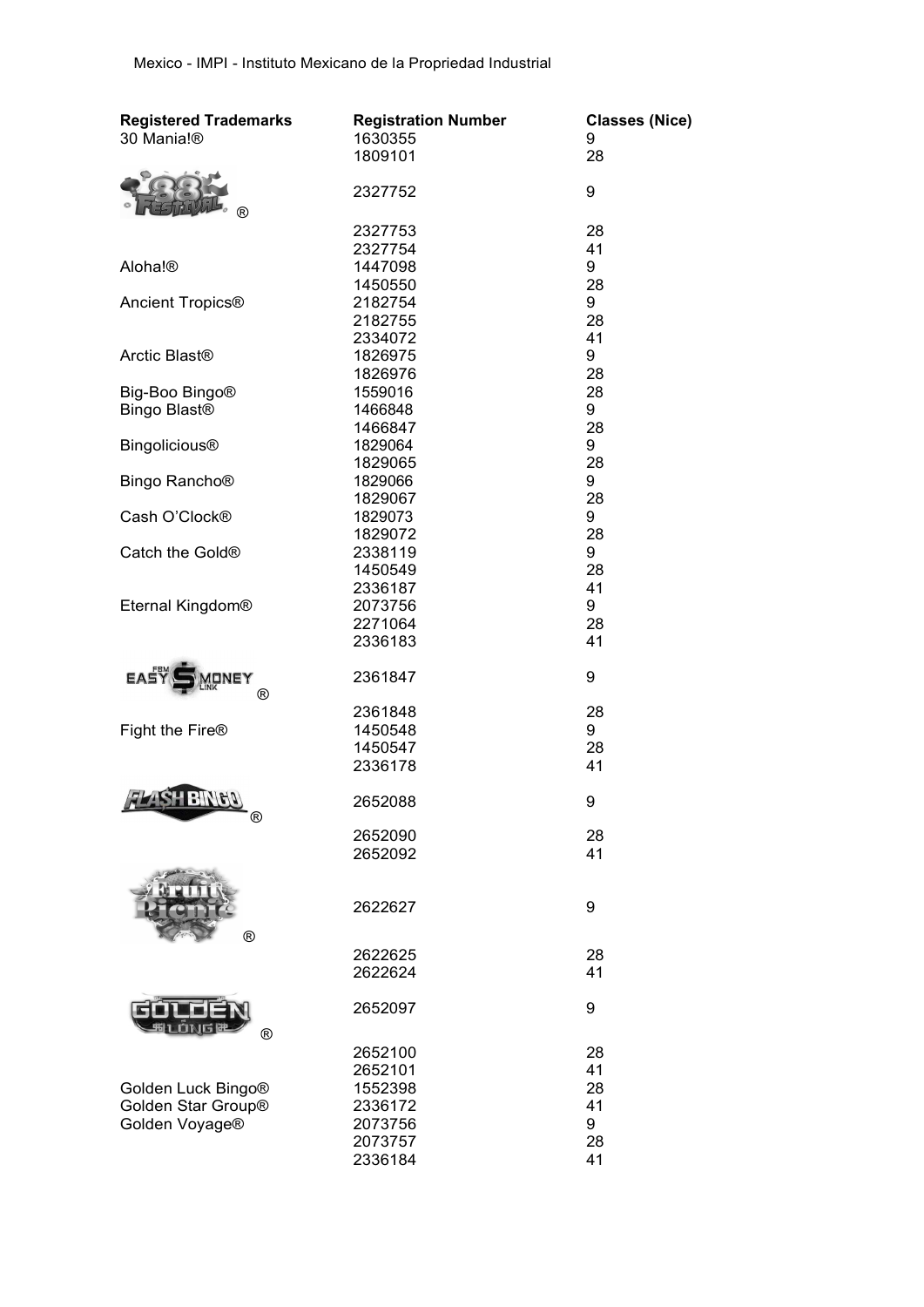Mexico - IMPI - Instituto Mexicano de la Propiedad Industrial

| Registered Trademarks | Registration Number | Classes (Nice) |
| --- | --- | --- |
| 30 Mania!® | 1630355 | 9 |
| | 1809101 | 28 |
| 88 Festival® | 2327752 | 9 |
| | 2327753 | 28 |
| | 2327754 | 41 |
| Aloha!® | 1447098 | 9 |
| | 1450550 | 28 |
| Ancient Tropics® | 2182754 | 9 |
| | 2182755 | 28 |
| | 2334072 | 41 |
| Arctic Blast® | 1826975 | 9 |
| | 1826976 | 28 |
| Big-Boo Bingo® | 1559016 | 28 |
| Bingo Blast® | 1466848 | 9 |
| | 1466847 | 28 |
| Bingolicious® | 1829064 | 9 |
| | 1829065 | 28 |
| Bingo Rancho® | 1829066 | 9 |
| | 1829067 | 28 |
| Cash O'Clock® | 1829073 | 9 |
| | 1829072 | 28 |
| Catch the Gold® | 2338119 | 9 |
| | 1450549 | 28 |
| | 2336187 | 41 |
| Eternal Kingdom® | 2073756 | 9 |
| | 2271064 | 28 |
| | 2336183 | 41 |
| FBM Easy Money Link® | 2361847 | 9 |
| | 2361848 | 28 |
| Fight the Fire® | 1450548 | 9 |
| | 1450547 | 28 |
| | 2336178 | 41 |
| Flash Bingo® | 2652088 | 9 |
| | 2652090 | 28 |
| | 2652092 | 41 |
| Fruit Picnic® | 2622627 | 9 |
| | 2622625 | 28 |
| | 2622624 | 41 |
| Golden Long® | 2652097 | 9 |
| | 2652100 | 28 |
| | 2652101 | 41 |
| Golden Luck Bingo® | 1552398 | 28 |
| Golden Star Group® | 2336172 | 41 |
| Golden Voyage® | 2073756 | 9 |
| | 2073757 | 28 |
| | 2336184 | 41 |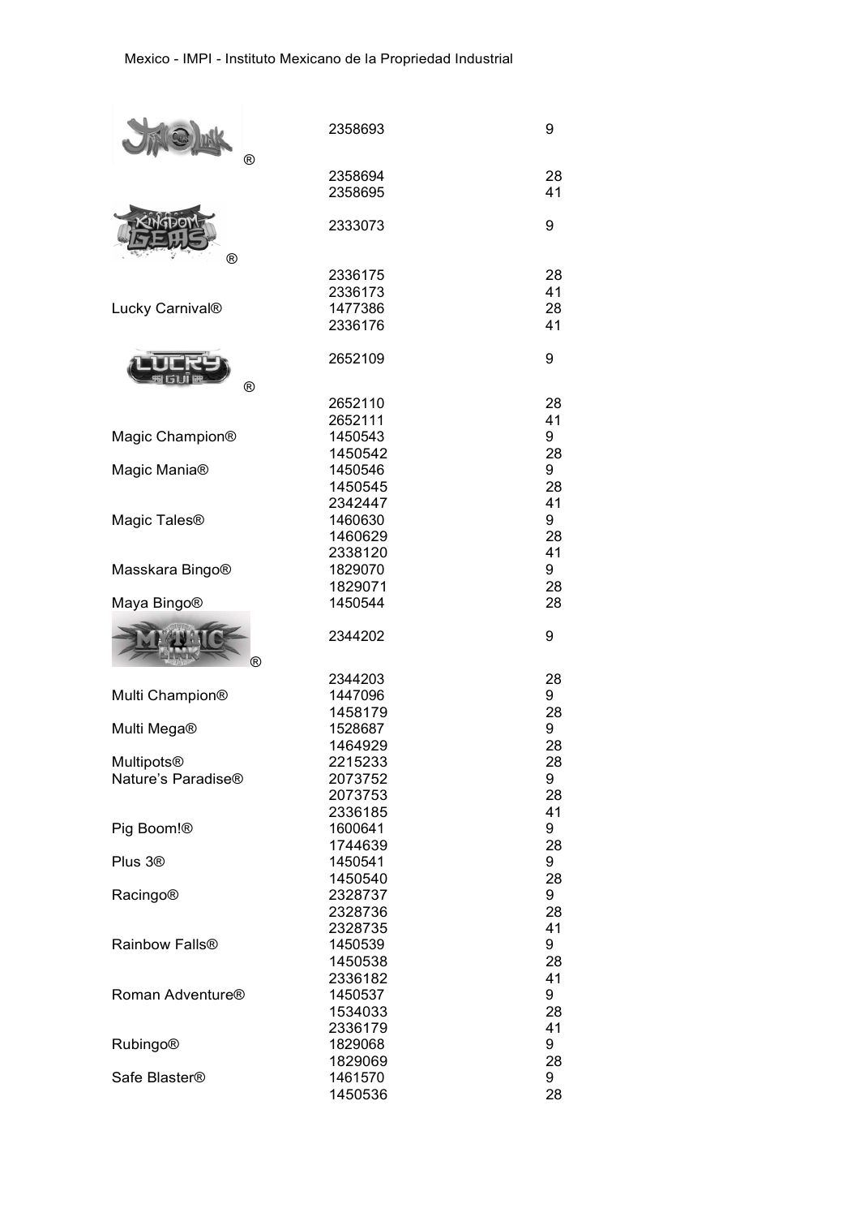| Mark | Registration No. | Class |
|---|---|---|
| Jin Ji Lu Lu (logo)® | 2358693 | 9 |
| | 2358694 | 28 |
| | 2358695 | 41 |
| Kingdom Gems (logo)® | 2333073 | 9 |
| | 2336175 | 28 |
| | 2336173 | 41 |
| Lucky Carnival® | 1477386 | 28 |
| | 2336176 | 41 |
| Lucky (logo)® | 2652109 | 9 |
| | 2652110 | 28 |
| | 2652111 | 41 |
| Magic Champion® | 1450543 | 9 |
| | 1450542 | 28 |
| Magic Mania® | 1450546 | 9 |
| | 1450545 | 28 |
| | 2342447 | 41 |
| Magic Tales® | 1460630 | 9 |
| | 1460629 | 28 |
| | 2338120 | 41 |
| Masskara Bingo® | 1829070 | 9 |
| | 1829071 | 28 |
| Maya Bingo® | 1450544 | 28 |
| Mythic Link (logo)® | 2344202 | 9 |
| | 2344203 | 28 |
| Multi Champion® | 1447096 | 9 |
| | 1458179 | 28 |
| Multi Mega® | 1528687 | 9 |
| | 1464929 | 28 |
| Multipots® | 2215233 | 28 |
| Nature's Paradise® | 2073752 | 9 |
| | 2073753 | 28 |
| | 2336185 | 41 |
| Pig Boom!® | 1600641 | 9 |
| | 1744639 | 28 |
| Plus 3® | 1450541 | 9 |
| | 1450540 | 28 |
| Racingo® | 2328737 | 9 |
| | 2328736 | 28 |
| | 2328735 | 41 |
| Rainbow Falls® | 1450539 | 9 |
| | 1450538 | 28 |
| | 2336182 | 41 |
| Roman Adventure® | 1450537 | 9 |
| | 1534033 | 28 |
| | 2336179 | 41 |
| Rubingo® | 1829068 | 9 |
| | 1829069 | 28 |
| Safe Blaster® | 1461570 | 9 |
| | 1450536 | 28 |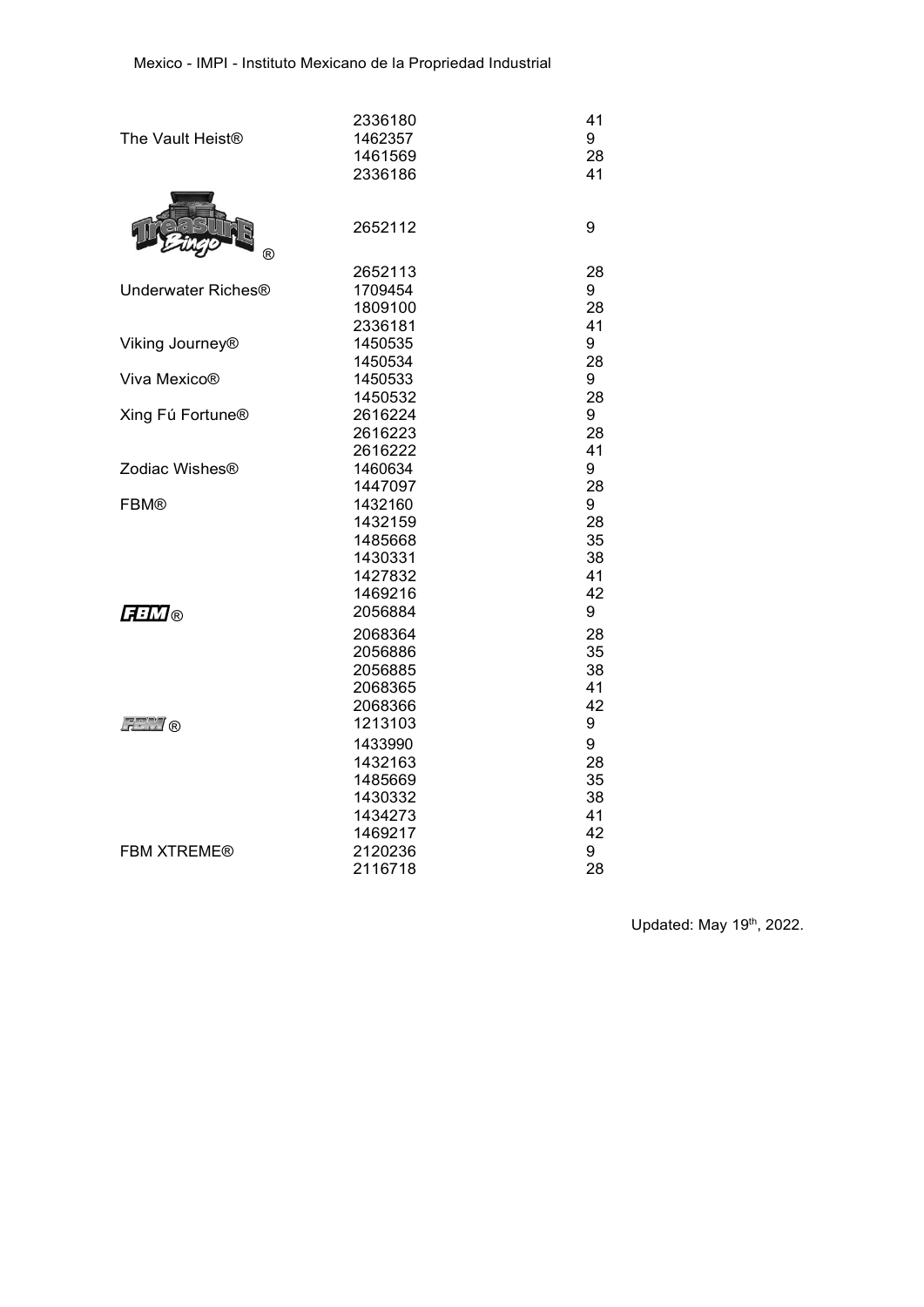| | | |
|---|---|---|
| | 2336180 | 41 |
| The Vault Heist® | 1462357 | 9 |
| | 1461569 | 28 |
| | 2336186 | 41 |
| Treasure Bingo® | 2652112 | 9 |
| | 2652113 | 28 |
| Underwater Riches® | 1709454 | 9 |
| | 1809100 | 28 |
| | 2336181 | 41 |
| Viking Journey® | 1450535 | 9 |
| | 1450534 | 28 |
| Viva Mexico® | 1450533 | 9 |
| | 1450532 | 28 |
| Xing Fú Fortune® | 2616224 | 9 |
| | 2616223 | 28 |
| | 2616222 | 41 |
| Zodiac Wishes® | 1460634 | 9 |
| | 1447097 | 28 |
| FBM® | 1432160 | 9 |
| | 1432159 | 28 |
| | 1485668 | 35 |
| | 1430331 | 38 |
| | 1427832 | 41 |
| | 1469216 | 42 |
| FBM® | 2056884 | 9 |
| | 2068364 | 28 |
| | 2056886 | 35 |
| | 2056885 | 38 |
| | 2068365 | 41 |
| | 2068366 | 42 |
| FBM® | 1213103 | 9 |
| | 1433990 | 9 |
| | 1432163 | 28 |
| | 1485669 | 35 |
| | 1430332 | 38 |
| | 1434273 | 41 |
| | 1469217 | 42 |
| FBM XTREME® | 2120236 | 9 |
| | 2116718 | 28 |

Updated: May 19th, 2022.